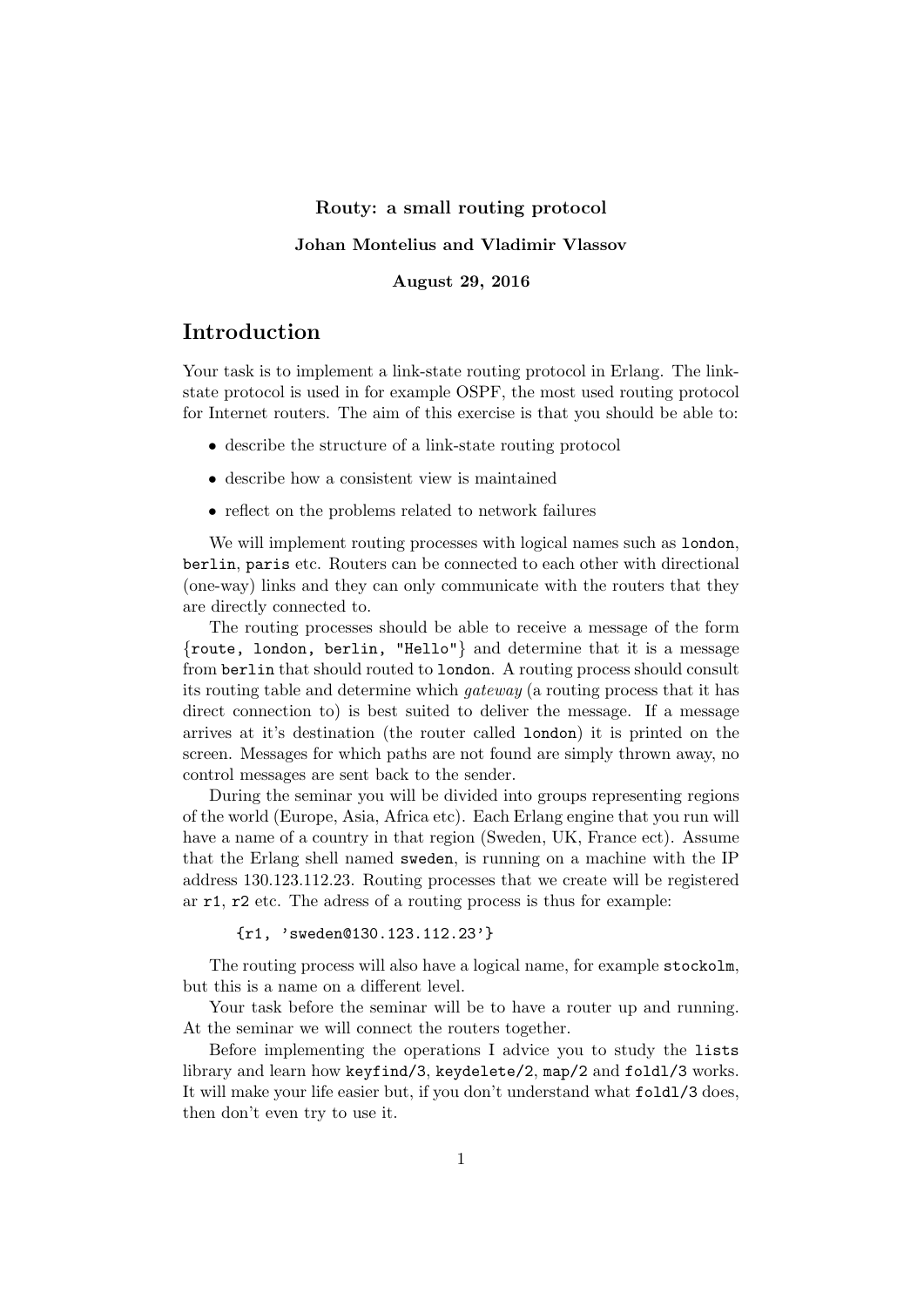**Routy: a small routing protocol**

**Johan Montelius and Vladimir Vlassov**

**August 29, 2016**

# Introduction

Your task is to implement a link-state routing protocol in Erlang. The link-state protocol is used in for example OSPF, the most used routing protocol for Internet routers. The aim of this exercise is that you should be able to:

- describe the structure of a link-state routing protocol
- describe how a consistent view is maintained
- reflect on the problems related to network failures

We will implement routing processes with logical names such as `london`, `berlin`, `paris` etc. Routers can be connected to each other with directional (one-way) links and they can only communicate with the routers that they are directly connected to.

The routing processes should be able to receive a message of the form `{route, london, berlin, "Hello"}` and determine that it is a message from `berlin` that should routed to `london`. A routing process should consult its routing table and determine which *gateway* (a routing process that it has direct connection to) is best suited to deliver the message. If a message arrives at it's destination (the router called `london`) it is printed on the screen. Messages for which paths are not found are simply thrown away, no control messages are sent back to the sender.

During the seminar you will be divided into groups representing regions of the world (Europe, Asia, Africa etc). Each Erlang engine that you run will have a name of a country in that region (Sweden, UK, France ect). Assume that the Erlang shell named `sweden`, is running on a machine with the IP address 130.123.112.23. Routing processes that we create will be registered ar `r1`, `r2` etc. The adress of a routing process is thus for example:

```
{r1, 'sweden@130.123.112.23'}
```

The routing process will also have a logical name, for example `stockolm`, but this is a name on a different level.

Your task before the seminar will be to have a router up and running. At the seminar we will connect the routers together.

Before implementing the operations I advice you to study the `lists` library and learn how `keyfind/3`, `keydelete/2`, `map/2` and `foldl/3` works. It will make your life easier but, if you don't understand what `foldl/3` does, then don't even try to use it.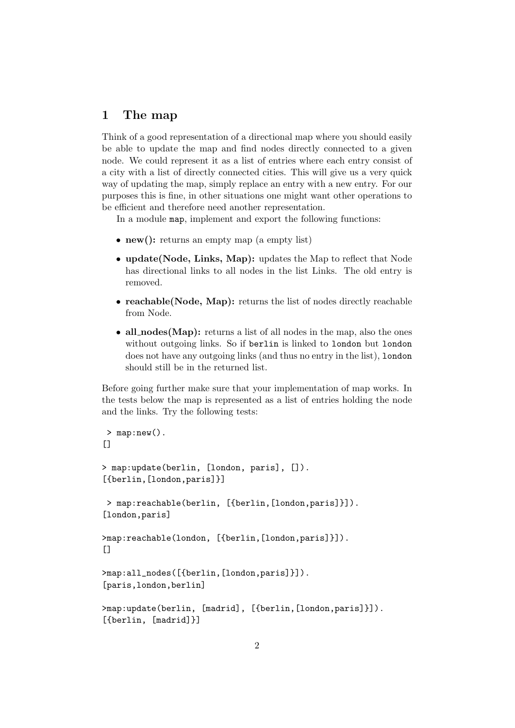## 1 The map

Think of a good representation of a directional map where you should easily be able to update the map and find nodes directly connected to a given node. We could represent it as a list of entries where each entry consist of a city with a list of directly connected cities. This will give us a very quick way of updating the map, simply replace an entry with a new entry. For our purposes this is fine, in other situations one might want other operations to be efficient and therefore need another representation.

In a module `map`, implement and export the following functions:

- **new():** returns an empty map (a empty list)
- **update(Node, Links, Map):** updates the Map to reflect that Node has directional links to all nodes in the list Links. The old entry is removed.
- **reachable(Node, Map):** returns the list of nodes directly reachable from Node.
- **all_nodes(Map):** returns a list of all nodes in the map, also the ones without outgoing links. So if `berlin` is linked to `london` but `london` does not have any outgoing links (and thus no entry in the list), `london` should still be in the returned list.

Before going further make sure that your implementation of map works. In the tests below the map is represented as a list of entries holding the node and the links. Try the following tests:

```
 > map:new().
[]

> map:update(berlin, [london, paris], []).
[{berlin,[london,paris]}]

 > map:reachable(berlin, [{berlin,[london,paris]}]).
[london,paris]

>map:reachable(london, [{berlin,[london,paris]}]).
[]

>map:all_nodes([{berlin,[london,paris]}]).
[paris,london,berlin]

>map:update(berlin, [madrid], [{berlin,[london,paris]}]).
[{berlin, [madrid]}]
```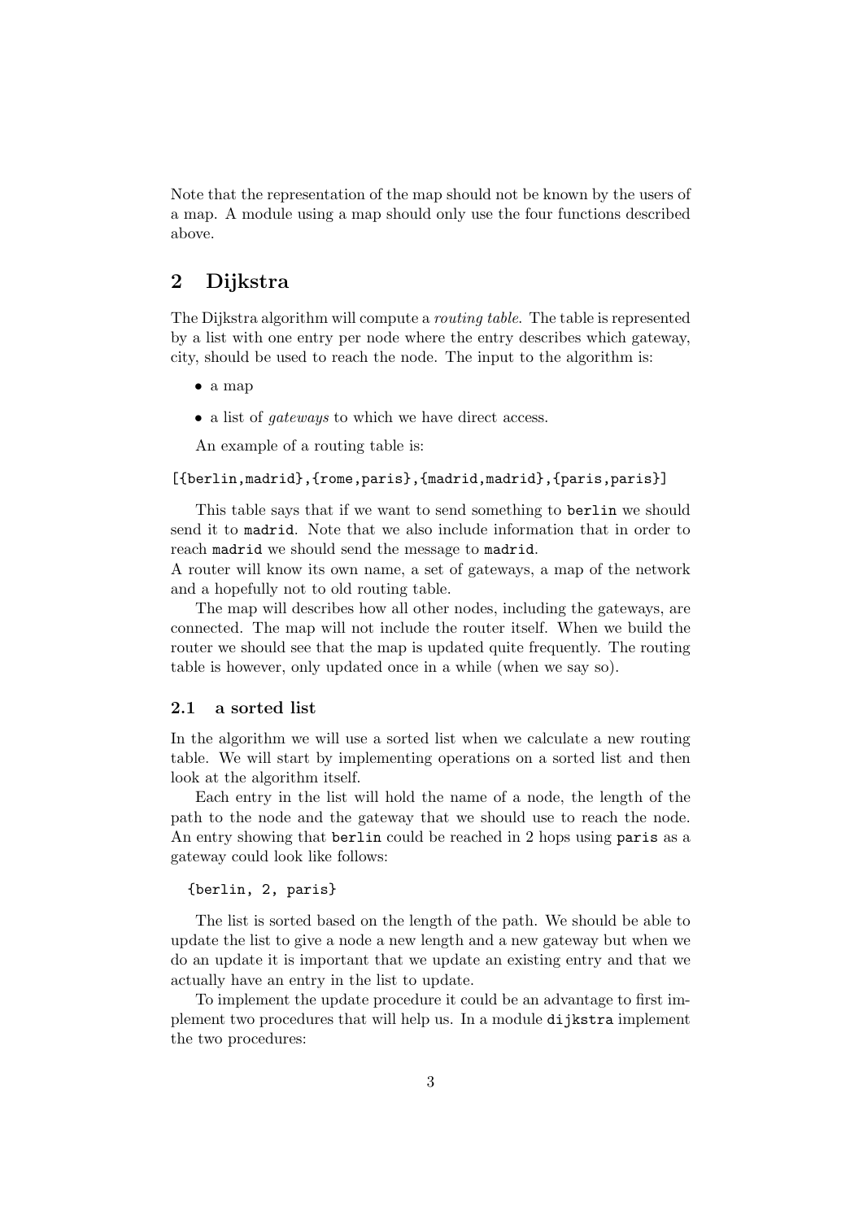Note that the representation of the map should not be known by the users of a map. A module using a map should only use the four functions described above.

## 2 Dijkstra

The Dijkstra algorithm will compute a *routing table*. The table is represented by a list with one entry per node where the entry describes which gateway, city, should be used to reach the node. The input to the algorithm is:

- a map
- a list of *gateways* to which we have direct access.

An example of a routing table is:

```
[{berlin,madrid},{rome,paris},{madrid,madrid},{paris,paris}]
```

This table says that if we want to send something to `berlin` we should send it to `madrid`. Note that we also include information that in order to reach `madrid` we should send the message to `madrid`.
A router will know its own name, a set of gateways, a map of the network and a hopefully not to old routing table.

The map will describes how all other nodes, including the gateways, are connected. The map will not include the router itself. When we build the router we should see that the map is updated quite frequently. The routing table is however, only updated once in a while (when we say so).

### 2.1 a sorted list

In the algorithm we will use a sorted list when we calculate a new routing table. We will start by implementing operations on a sorted list and then look at the algorithm itself.

Each entry in the list will hold the name of a node, the length of the path to the node and the gateway that we should use to reach the node. An entry showing that `berlin` could be reached in 2 hops using `paris` as a gateway could look like follows:

```
{berlin, 2, paris}
```

The list is sorted based on the length of the path. We should be able to update the list to give a node a new length and a new gateway but when we do an update it is important that we update an existing entry and that we actually have an entry in the list to update.

To implement the update procedure it could be an advantage to first implement two procedures that will help us. In a module `dijkstra` implement the two procedures: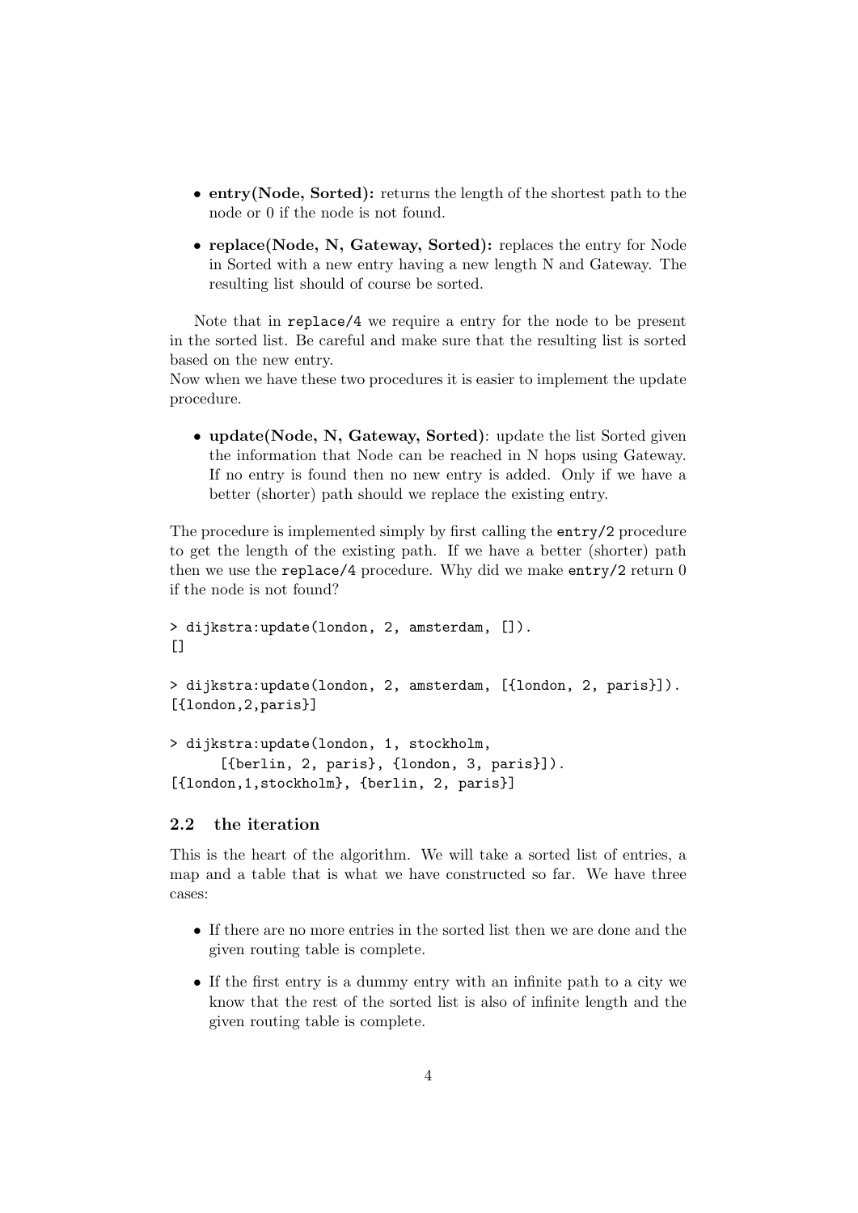- **entry(Node, Sorted):** returns the length of the shortest path to the node or 0 if the node is not found.
- **replace(Node, N, Gateway, Sorted):** replaces the entry for Node in Sorted with a new entry having a new length N and Gateway. The resulting list should of course be sorted.

Note that in `replace/4` we require a entry for the node to be present in the sorted list. Be careful and make sure that the resulting list is sorted based on the new entry.
Now when we have these two procedures it is easier to implement the update procedure.

- **update(Node, N, Gateway, Sorted)**: update the list Sorted given the information that Node can be reached in N hops using Gateway. If no entry is found then no new entry is added. Only if we have a better (shorter) path should we replace the existing entry.

The procedure is implemented simply by first calling the `entry/2` procedure to get the length of the existing path. If we have a better (shorter) path then we use the `replace/4` procedure. Why did we make `entry/2` return 0 if the node is not found?

```
> dijkstra:update(london, 2, amsterdam, []).
[]

> dijkstra:update(london, 2, amsterdam, [{london, 2, paris}]).
[{london,2,paris}]

> dijkstra:update(london, 1, stockholm,
      [{berlin, 2, paris}, {london, 3, paris}]).
[{london,1,stockholm}, {berlin, 2, paris}]
```

### 2.2 the iteration

This is the heart of the algorithm. We will take a sorted list of entries, a map and a table that is what we have constructed so far. We have three cases:

- If there are no more entries in the sorted list then we are done and the given routing table is complete.
- If the first entry is a dummy entry with an infinite path to a city we know that the rest of the sorted list is also of infinite length and the given routing table is complete.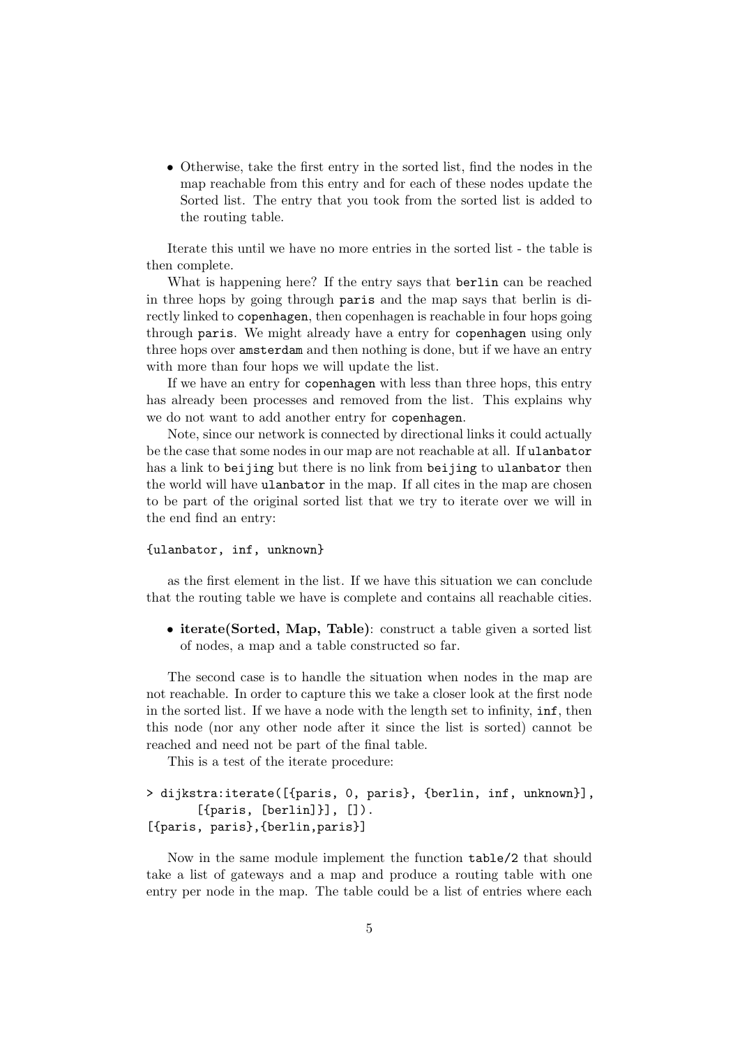- Otherwise, take the first entry in the sorted list, find the nodes in the map reachable from this entry and for each of these nodes update the Sorted list. The entry that you took from the sorted list is added to the routing table.

Iterate this until we have no more entries in the sorted list - the table is then complete.

What is happening here? If the entry says that `berlin` can be reached in three hops by going through `paris` and the map says that berlin is directly linked to `copenhagen`, then copenhagen is reachable in four hops going through `paris`. We might already have a entry for `copenhagen` using only three hops over `amsterdam` and then nothing is done, but if we have an entry with more than four hops we will update the list.

If we have an entry for `copenhagen` with less than three hops, this entry has already been processes and removed from the list. This explains why we do not want to add another entry for `copenhagen`.

Note, since our network is connected by directional links it could actually be the case that some nodes in our map are not reachable at all. If `ulanbator` has a link to `beijing` but there is no link from `beijing` to `ulanbator` then the world will have `ulanbator` in the map. If all cites in the map are chosen to be part of the original sorted list that we try to iterate over we will in the end find an entry:

```
{ulanbator, inf, unknown}
```

as the first element in the list. If we have this situation we can conclude that the routing table we have is complete and contains all reachable cities.

- **iterate(Sorted, Map, Table)**: construct a table given a sorted list of nodes, a map and a table constructed so far.

The second case is to handle the situation when nodes in the map are not reachable. In order to capture this we take a closer look at the first node in the sorted list. If we have a node with the length set to infinity, `inf`, then this node (nor any other node after it since the list is sorted) cannot be reached and need not be part of the final table.

This is a test of the iterate procedure:

```
> dijkstra:iterate([{paris, 0, paris}, {berlin, inf, unknown}],
       [{paris, [berlin]}], []).
[{paris, paris},{berlin,paris}]
```

Now in the same module implement the function `table/2` that should take a list of gateways and a map and produce a routing table with one entry per node in the map. The table could be a list of entries where each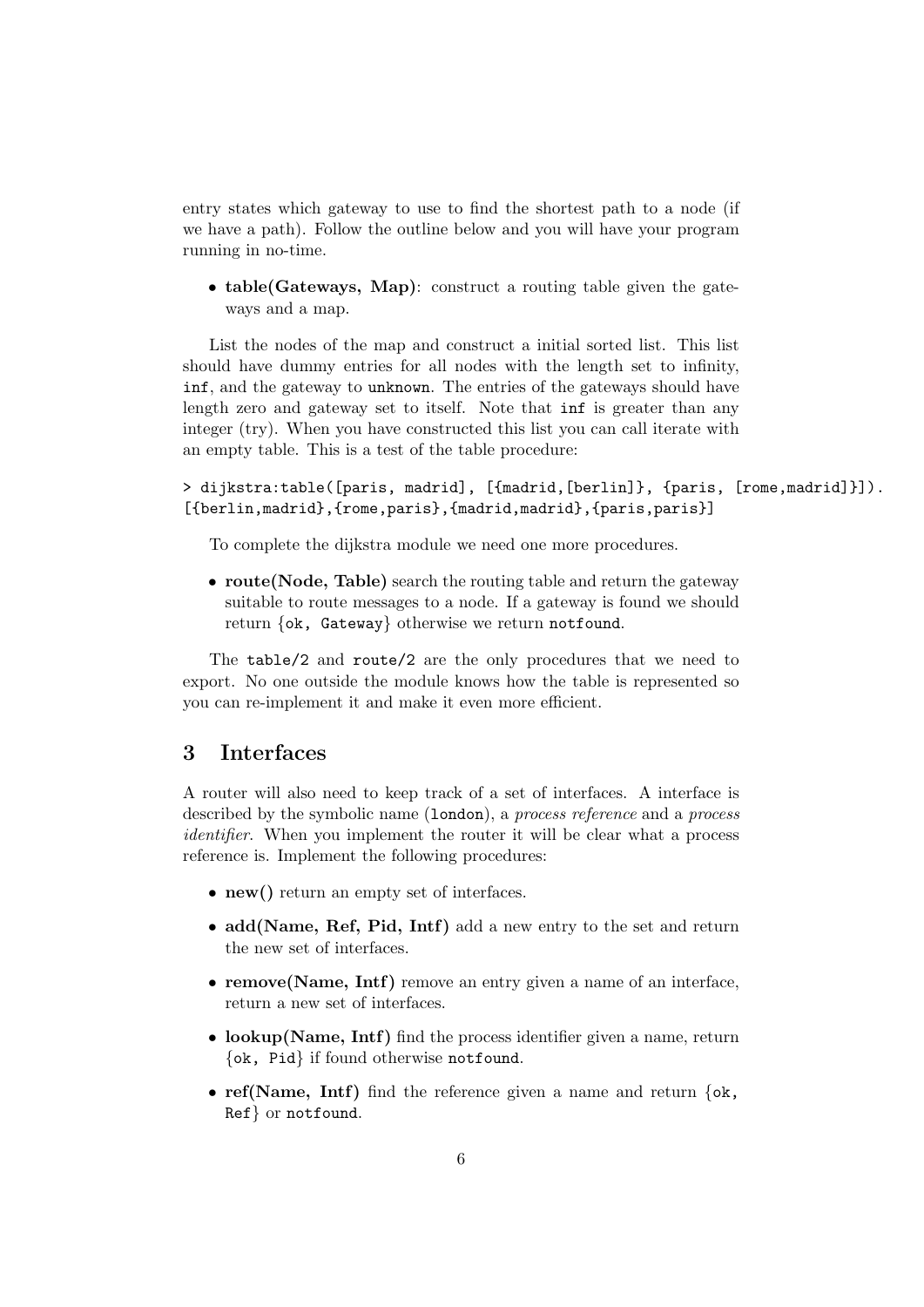entry states which gateway to use to find the shortest path to a node (if we have a path). Follow the outline below and you will have your program running in no-time.

- **table(Gateways, Map)**: construct a routing table given the gateways and a map.

List the nodes of the map and construct a initial sorted list. This list should have dummy entries for all nodes with the length set to infinity, `inf`, and the gateway to `unknown`. The entries of the gateways should have length zero and gateway set to itself. Note that `inf` is greater than any integer (try). When you have constructed this list you can call iterate with an empty table. This is a test of the table procedure:

```
> dijkstra:table([paris, madrid], [{madrid,[berlin]}, {paris, [rome,madrid]}]).
[{berlin,madrid},{rome,paris},{madrid,madrid},{paris,paris}]
```

To complete the dijkstra module we need one more procedures.

- **route(Node, Table)** search the routing table and return the gateway suitable to route messages to a node. If a gateway is found we should return `{ok, Gateway}` otherwise we return `notfound`.

The `table/2` and `route/2` are the only procedures that we need to export. No one outside the module knows how the table is represented so you can re-implement it and make it even more efficient.

## 3 Interfaces

A router will also need to keep track of a set of interfaces. A interface is described by the symbolic name (`london`), a *process reference* and a *process identifier*. When you implement the router it will be clear what a process reference is. Implement the following procedures:

- **new()** return an empty set of interfaces.
- **add(Name, Ref, Pid, Intf)** add a new entry to the set and return the new set of interfaces.
- **remove(Name, Intf)** remove an entry given a name of an interface, return a new set of interfaces.
- **lookup(Name, Intf)** find the process identifier given a name, return `{ok, Pid}` if found otherwise `notfound`.
- **ref(Name, Intf)** find the reference given a name and return `{ok, Ref}` or `notfound`.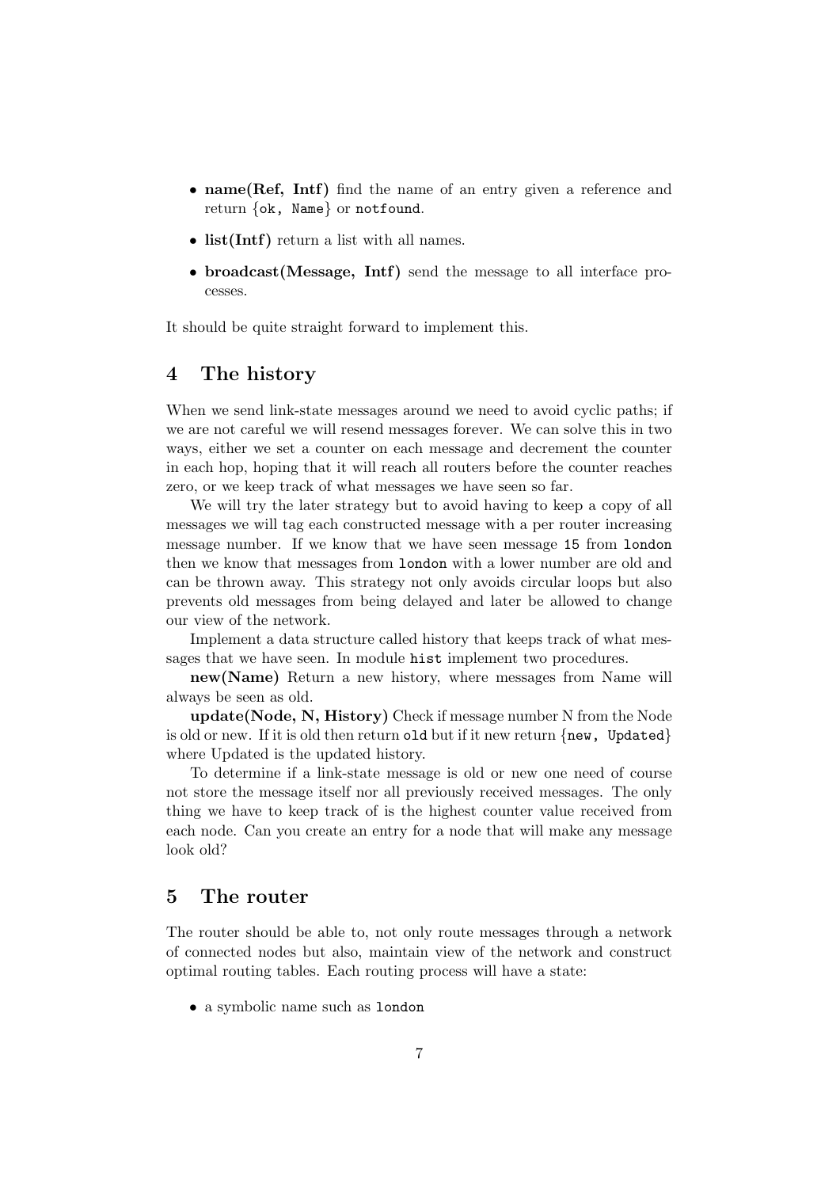- **name(Ref, Intf)** find the name of an entry given a reference and return `{ok, Name}` or `notfound`.
- **list(Intf)** return a list with all names.
- **broadcast(Message, Intf)** send the message to all interface processes.

It should be quite straight forward to implement this.

## 4 The history

When we send link-state messages around we need to avoid cyclic paths; if we are not careful we will resend messages forever. We can solve this in two ways, either we set a counter on each message and decrement the counter in each hop, hoping that it will reach all routers before the counter reaches zero, or we keep track of what messages we have seen so far.

We will try the later strategy but to avoid having to keep a copy of all messages we will tag each constructed message with a per router increasing message number. If we know that we have seen message `15` from `london` then we know that messages from `london` with a lower number are old and can be thrown away. This strategy not only avoids circular loops but also prevents old messages from being delayed and later be allowed to change our view of the network.

Implement a data structure called history that keeps track of what messages that we have seen. In module `hist` implement two procedures.

**new(Name)** Return a new history, where messages from Name will always be seen as old.

**update(Node, N, History)** Check if message number N from the Node is old or new. If it is old then return `old` but if it new return `{new, Updated}` where Updated is the updated history.

To determine if a link-state message is old or new one need of course not store the message itself nor all previously received messages. The only thing we have to keep track of is the highest counter value received from each node. Can you create an entry for a node that will make any message look old?

## 5 The router

The router should be able to, not only route messages through a network of connected nodes but also, maintain view of the network and construct optimal routing tables. Each routing process will have a state:

- a symbolic name such as `london`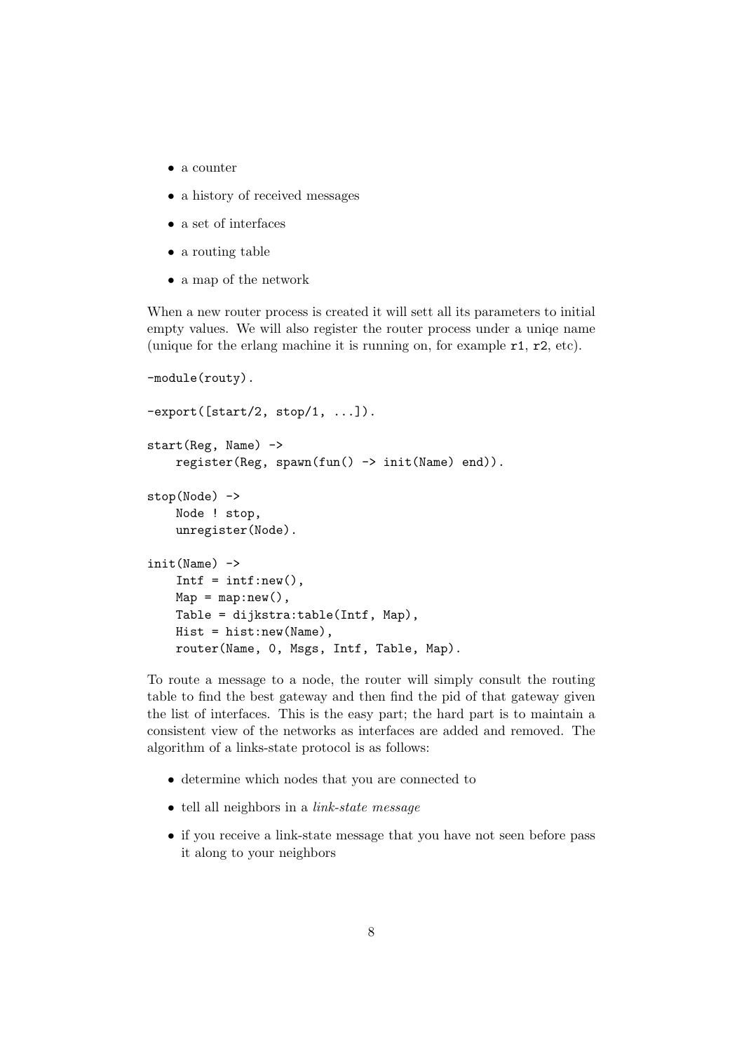- a counter
- a history of received messages
- a set of interfaces
- a routing table
- a map of the network

When a new router process is created it will sett all its parameters to initial empty values. We will also register the router process under a uniqe name (unique for the erlang machine it is running on, for example `r1`, `r2`, etc).

```
-module(routy).

-export([start/2, stop/1, ...]).

start(Reg, Name) ->
    register(Reg, spawn(fun() -> init(Name) end)).

stop(Node) ->
    Node ! stop,
    unregister(Node).

init(Name) ->
    Intf = intf:new(),
    Map = map:new(),
    Table = dijkstra:table(Intf, Map),
    Hist = hist:new(Name),
    router(Name, 0, Msgs, Intf, Table, Map).
```

To route a message to a node, the router will simply consult the routing table to find the best gateway and then find the pid of that gateway given the list of interfaces. This is the easy part; the hard part is to maintain a consistent view of the networks as interfaces are added and removed. The algorithm of a links-state protocol is as follows:

- determine which nodes that you are connected to
- tell all neighbors in a *link-state message*
- if you receive a link-state message that you have not seen before pass it along to your neighbors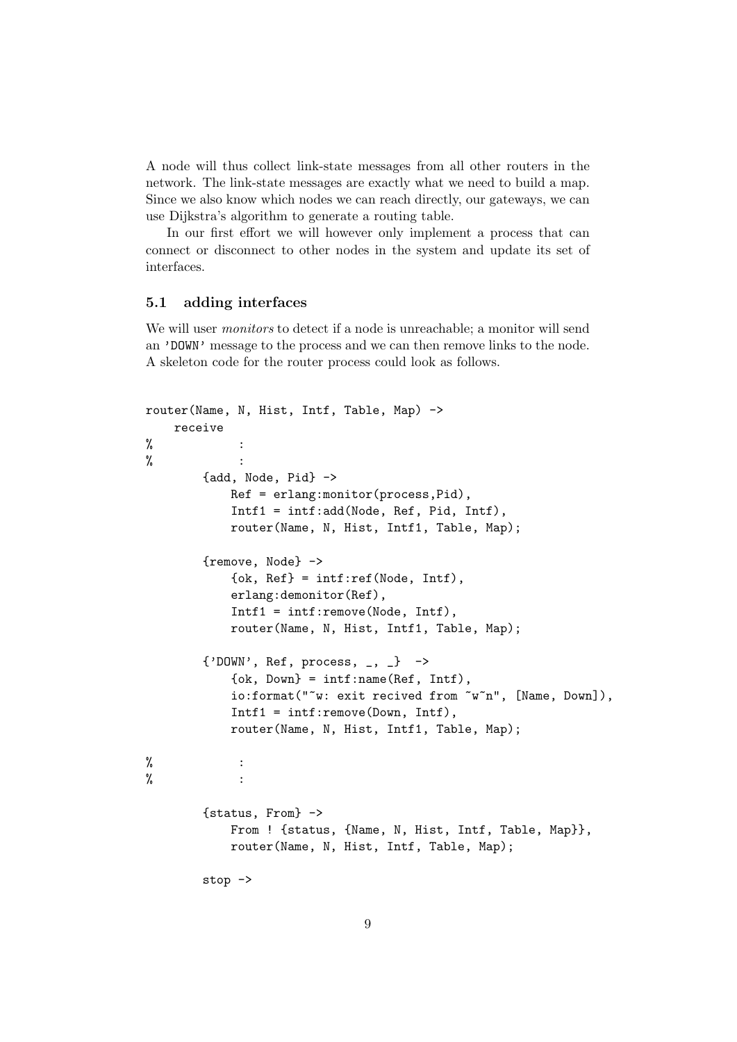A node will thus collect link-state messages from all other routers in the network. The link-state messages are exactly what we need to build a map. Since we also know which nodes we can reach directly, our gateways, we can use Dijkstra's algorithm to generate a routing table.

In our first effort we will however only implement a process that can connect or disconnect to other nodes in the system and update its set of interfaces.

### 5.1 adding interfaces

We will user *monitors* to detect if a node is unreachable; a monitor will send an 'DOWN' message to the process and we can then remove links to the node. A skeleton code for the router process could look as follows.

```
router(Name, N, Hist, Intf, Table, Map) ->
    receive
%            :
%            :
        {add, Node, Pid} ->
            Ref = erlang:monitor(process,Pid),
            Intf1 = intf:add(Node, Ref, Pid, Intf),
            router(Name, N, Hist, Intf1, Table, Map);

        {remove, Node} ->
            {ok, Ref} = intf:ref(Node, Intf),
            erlang:demonitor(Ref),
            Intf1 = intf:remove(Node, Intf),
            router(Name, N, Hist, Intf1, Table, Map);

        {'DOWN', Ref, process, _, _}  ->
            {ok, Down} = intf:name(Ref, Intf),
            io:format("~w: exit recived from ~w~n", [Name, Down]),
            Intf1 = intf:remove(Down, Intf),
            router(Name, N, Hist, Intf1, Table, Map);

%            :
%            :

        {status, From} ->
            From ! {status, {Name, N, Hist, Intf, Table, Map}},
            router(Name, N, Hist, Intf, Table, Map);

        stop ->
```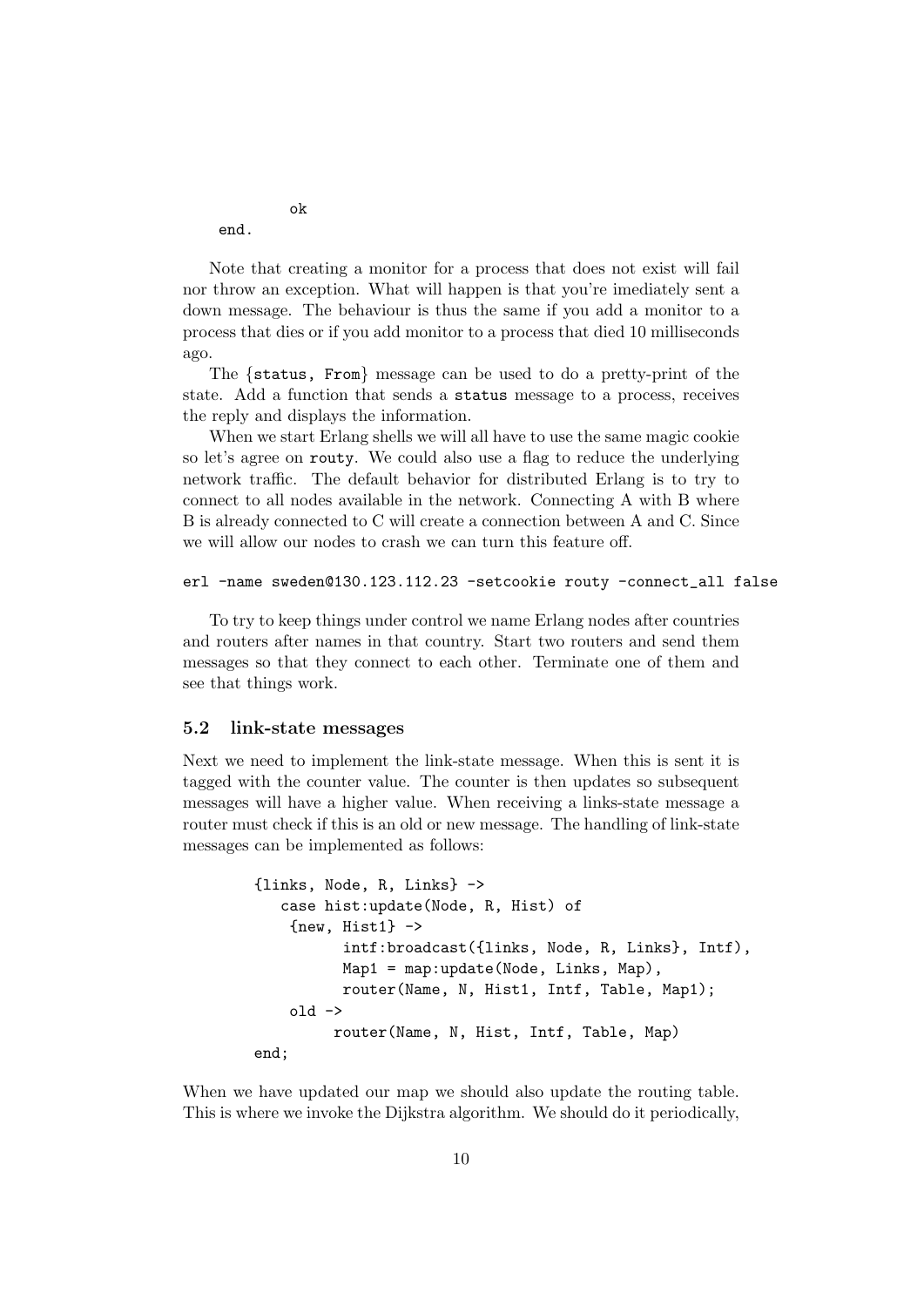```
        ok
    end.
```

Note that creating a monitor for a process that does not exist will fail nor throw an exception. What will happen is that you're imediately sent a down message. The behaviour is thus the same if you add a monitor to a process that dies or if you add monitor to a process that died 10 milliseconds ago.

The {status, From} message can be used to do a pretty-print of the state. Add a function that sends a status message to a process, receives the reply and displays the information.

When we start Erlang shells we will all have to use the same magic cookie so let's agree on routy. We could also use a flag to reduce the underlying network traffic. The default behavior for distributed Erlang is to try to connect to all nodes available in the network. Connecting A with B where B is already connected to C will create a connection between A and C. Since we will allow our nodes to crash we can turn this feature off.

```
erl -name sweden@130.123.112.23 -setcookie routy -connect_all false
```

To try to keep things under control we name Erlang nodes after countries and routers after names in that country. Start two routers and send them messages so that they connect to each other. Terminate one of them and see that things work.

### 5.2 link-state messages

Next we need to implement the link-state message. When this is sent it is tagged with the counter value. The counter is then updates so subsequent messages will have a higher value. When receiving a links-state message a router must check if this is an old or new message. The handling of link-state messages can be implemented as follows:

```
{links, Node, R, Links} ->
   case hist:update(Node, R, Hist) of
    {new, Hist1} ->
          intf:broadcast({links, Node, R, Links}, Intf),
          Map1 = map:update(Node, Links, Map),
          router(Name, N, Hist1, Intf, Table, Map1);
    old ->
         router(Name, N, Hist, Intf, Table, Map)
end;
```

When we have updated our map we should also update the routing table. This is where we invoke the Dijkstra algorithm. We should do it periodically,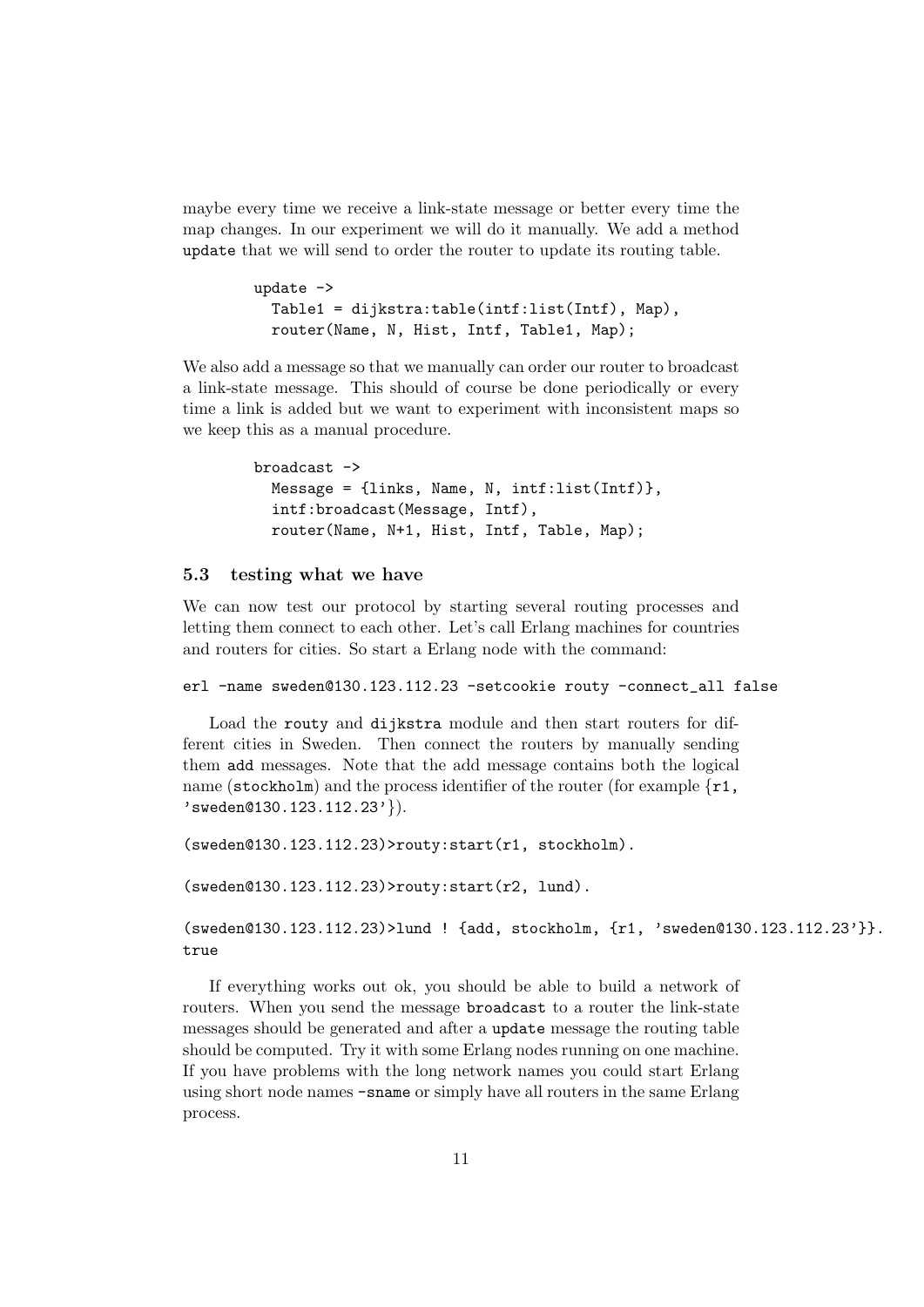maybe every time we receive a link-state message or better every time the map changes. In our experiment we will do it manually. We add a method `update` that we will send to order the router to update its routing table.

```
update ->
  Table1 = dijkstra:table(intf:list(Intf), Map),
  router(Name, N, Hist, Intf, Table1, Map);
```

We also add a message so that we manually can order our router to broadcast a link-state message. This should of course be done periodically or every time a link is added but we want to experiment with inconsistent maps so we keep this as a manual procedure.

```
broadcast ->
  Message = {links, Name, N, intf:list(Intf)},
  intf:broadcast(Message, Intf),
  router(Name, N+1, Hist, Intf, Table, Map);
```

### 5.3 testing what we have

We can now test our protocol by starting several routing processes and letting them connect to each other. Let's call Erlang machines for countries and routers for cities. So start a Erlang node with the command:

```
erl -name sweden@130.123.112.23 -setcookie routy -connect_all false
```

Load the `routy` and `dijkstra` module and then start routers for different cities in Sweden. Then connect the routers by manually sending them `add` messages. Note that the add message contains both the logical name (`stockholm`) and the process identifier of the router (for example `{r1, 'sweden@130.123.112.23'}`).

```
(sweden@130.123.112.23)>routy:start(r1, stockholm).

(sweden@130.123.112.23)>routy:start(r2, lund).

(sweden@130.123.112.23)>lund ! {add, stockholm, {r1, 'sweden@130.123.112.23'}}.
true
```

If everything works out ok, you should be able to build a network of routers. When you send the message `broadcast` to a router the link-state messages should be generated and after a `update` message the routing table should be computed. Try it with some Erlang nodes running on one machine. If you have problems with the long network names you could start Erlang using short node names `-sname` or simply have all routers in the same Erlang process.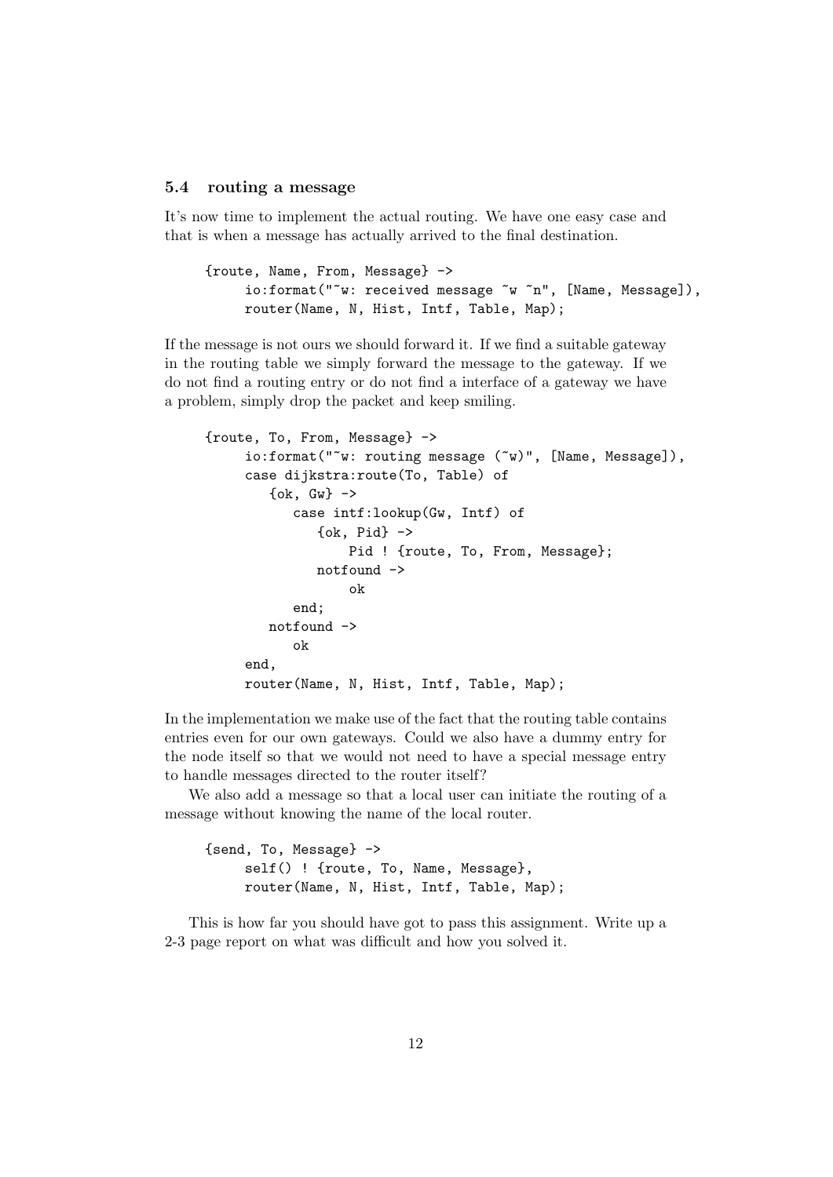### 5.4 routing a message

It's now time to implement the actual routing. We have one easy case and that is when a message has actually arrived to the final destination.

```
{route, Name, From, Message} ->
     io:format("~w: received message ~w ~n", [Name, Message]),
     router(Name, N, Hist, Intf, Table, Map);
```

If the message is not ours we should forward it. If we find a suitable gateway in the routing table we simply forward the message to the gateway. If we do not find a routing entry or do not find a interface of a gateway we have a problem, simply drop the packet and keep smiling.

```
{route, To, From, Message} ->
     io:format("~w: routing message (~w)", [Name, Message]),
     case dijkstra:route(To, Table) of
        {ok, Gw} ->
           case intf:lookup(Gw, Intf) of
              {ok, Pid} ->
                   Pid ! {route, To, From, Message};
              notfound ->
                   ok
           end;
        notfound ->
           ok
     end,
     router(Name, N, Hist, Intf, Table, Map);
```

In the implementation we make use of the fact that the routing table contains entries even for our own gateways. Could we also have a dummy entry for the node itself so that we would not need to have a special message entry to handle messages directed to the router itself?

We also add a message so that a local user can initiate the routing of a message without knowing the name of the local router.

```
{send, To, Message} ->
     self() ! {route, To, Name, Message},
     router(Name, N, Hist, Intf, Table, Map);
```

This is how far you should have got to pass this assignment. Write up a 2-3 page report on what was difficult and how you solved it.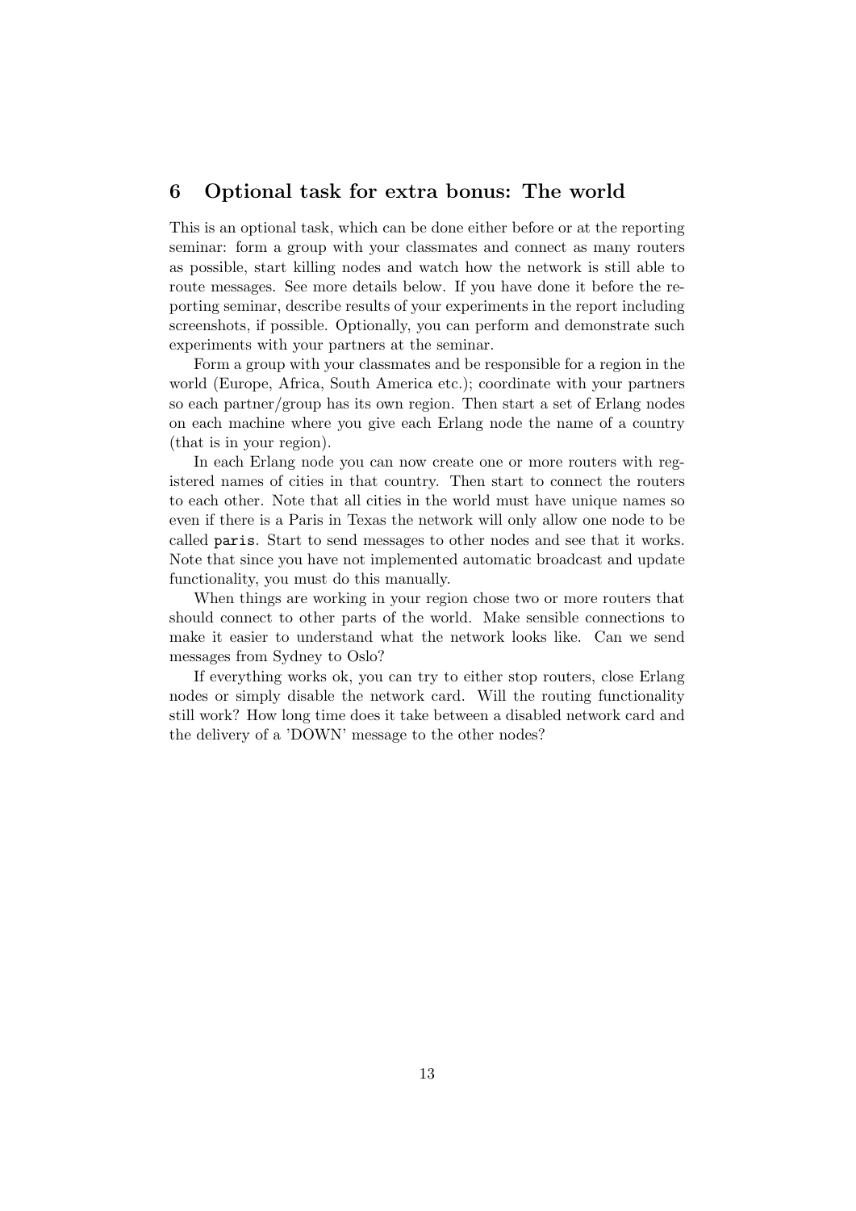## 6 Optional task for extra bonus: The world

This is an optional task, which can be done either before or at the reporting seminar: form a group with your classmates and connect as many routers as possible, start killing nodes and watch how the network is still able to route messages. See more details below. If you have done it before the reporting seminar, describe results of your experiments in the report including screenshots, if possible. Optionally, you can perform and demonstrate such experiments with your partners at the seminar.

Form a group with your classmates and be responsible for a region in the world (Europe, Africa, South America etc.); coordinate with your partners so each partner/group has its own region. Then start a set of Erlang nodes on each machine where you give each Erlang node the name of a country (that is in your region).

In each Erlang node you can now create one or more routers with registered names of cities in that country. Then start to connect the routers to each other. Note that all cities in the world must have unique names so even if there is a Paris in Texas the network will only allow one node to be called `paris`. Start to send messages to other nodes and see that it works. Note that since you have not implemented automatic broadcast and update functionality, you must do this manually.

When things are working in your region chose two or more routers that should connect to other parts of the world. Make sensible connections to make it easier to understand what the network looks like. Can we send messages from Sydney to Oslo?

If everything works ok, you can try to either stop routers, close Erlang nodes or simply disable the network card. Will the routing functionality still work? How long time does it take between a disabled network card and the delivery of a 'DOWN' message to the other nodes?